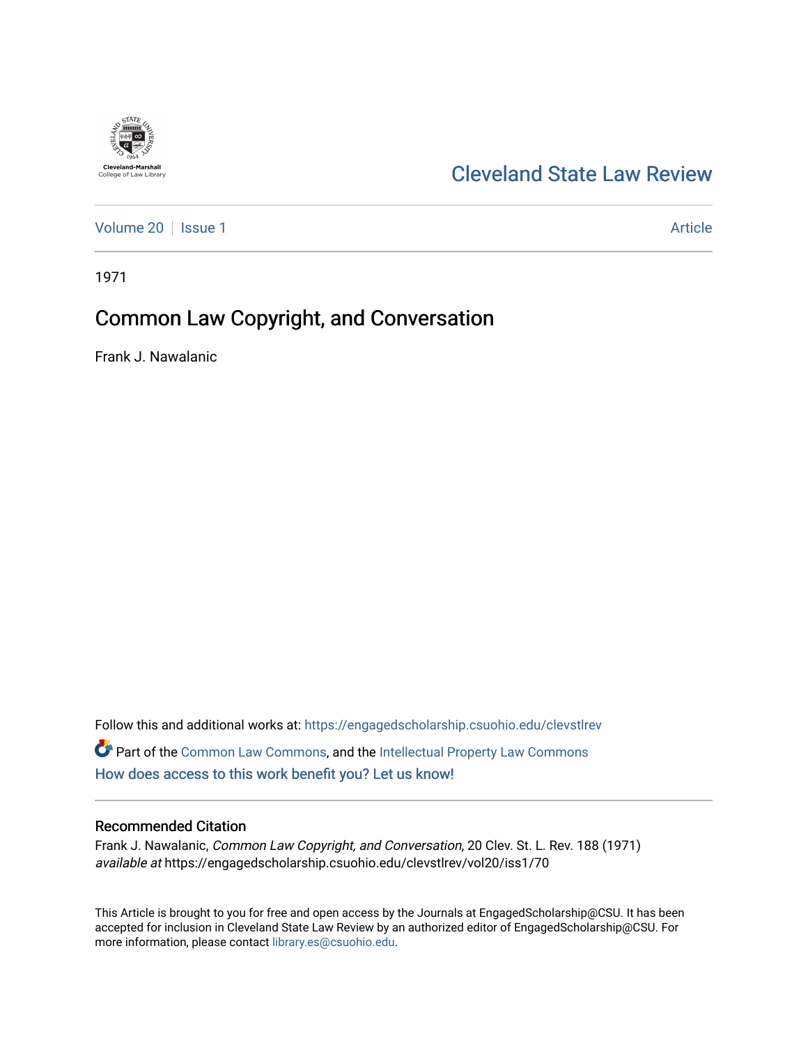Cleveland-Marshall College of Law Library

# Cleveland State Law Review

Volume 20 | Issue 1 | Article

1971

## Common Law Copyright, and Conversation

Frank J. Nawalanic

Follow this and additional works at: https://engagedscholarship.csuohio.edu/clevstlrev

Part of the Common Law Commons, and the Intellectual Property Law Commons

How does access to this work benefit you? Let us know!

### Recommended Citation

Frank J. Nawalanic, *Common Law Copyright, and Conversation*, 20 Clev. St. L. Rev. 188 (1971)
*available at* https://engagedscholarship.csuohio.edu/clevstlrev/vol20/iss1/70

This Article is brought to you for free and open access by the Journals at EngagedScholarship@CSU. It has been accepted for inclusion in Cleveland State Law Review by an authorized editor of EngagedScholarship@CSU. For more information, please contact library.es@csuohio.edu.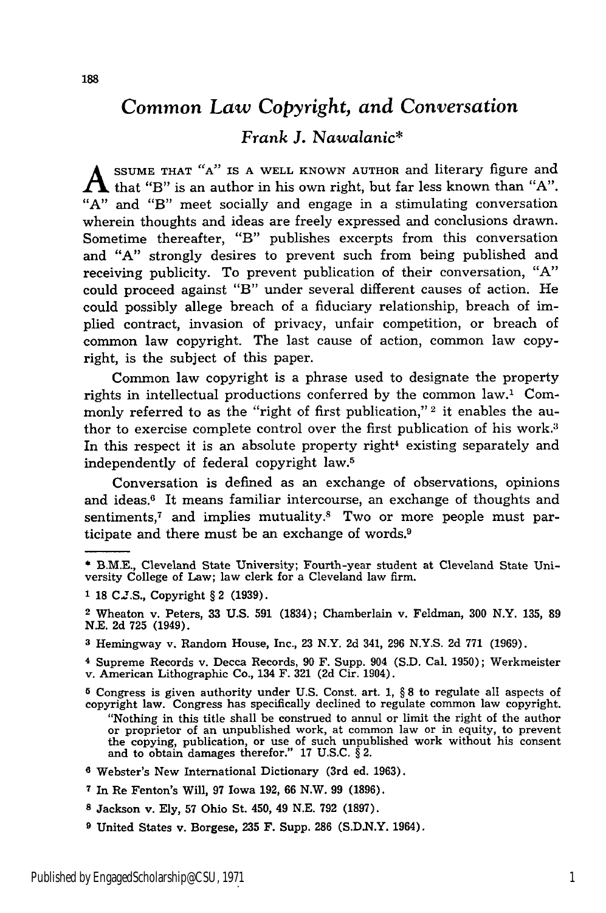# Common Law Copyright, and Conversation

*Frank J. Nawalanic**

Assume that "A" is a well known author and literary figure and that "B" is an author in his own right, but far less known than "A". "A" and "B" meet socially and engage in a stimulating conversation wherein thoughts and ideas are freely expressed and conclusions drawn. Sometime thereafter, "B" publishes excerpts from this conversation and "A" strongly desires to prevent such from being published and receiving publicity. To prevent publication of their conversation, "A" could proceed against "B" under several different causes of action. He could possibly allege breach of a fiduciary relationship, breach of implied contract, invasion of privacy, unfair competition, or breach of common law copyright. The last cause of action, common law copyright, is the subject of this paper.

Common law copyright is a phrase used to designate the property rights in intellectual productions conferred by the common law.[1] Commonly referred to as the "right of first publication,"[2] it enables the author to exercise complete control over the first publication of his work.[3] In this respect it is an absolute property right[4] existing separately and independently of federal copyright law.[5]

Conversation is defined as an exchange of observations, opinions and ideas.[6] It means familiar intercourse, an exchange of thoughts and sentiments,[7] and implies mutuality.[8] Two or more people must participate and there must be an exchange of words.[9]

---

* B.M.E., Cleveland State University; Fourth-year student at Cleveland State University College of Law; law clerk for a Cleveland law firm.

[1] 18 C.J.S., Copyright § 2 (1939).

[2] Wheaton v. Peters, 33 U.S. 591 (1834); Chamberlain v. Feldman, 300 N.Y. 135, 89 N.E. 2d 725 (1949).

[3] Hemingway v. Random House, Inc., 23 N.Y. 2d 341, 296 N.Y.S. 2d 771 (1969).

[4] Supreme Records v. Decca Records, 90 F. Supp. 904 (S.D. Cal. 1950); Werkmeister v. American Lithographic Co., 134 F. 321 (2d Cir. 1904).

[5] Congress is given authority under U.S. Const. art. 1, § 8 to regulate all aspects of copyright law. Congress has specifically declined to regulate common law copyright.

"Nothing in this title shall be construed to annul or limit the right of the author or proprietor of an unpublished work, at common law or in equity, to prevent the copying, publication, or use of such unpublished work without his consent and to obtain damages therefor." 17 U.S.C. § 2.

[6] Webster's New International Dictionary (3rd ed. 1963).

[7] In Re Fenton's Will, 97 Iowa 192, 66 N.W. 99 (1896).

[8] Jackson v. Ely, 57 Ohio St. 450, 49 N.E. 792 (1897).

[9] United States v. Borgese, 235 F. Supp. 286 (S.D.N.Y. 1964).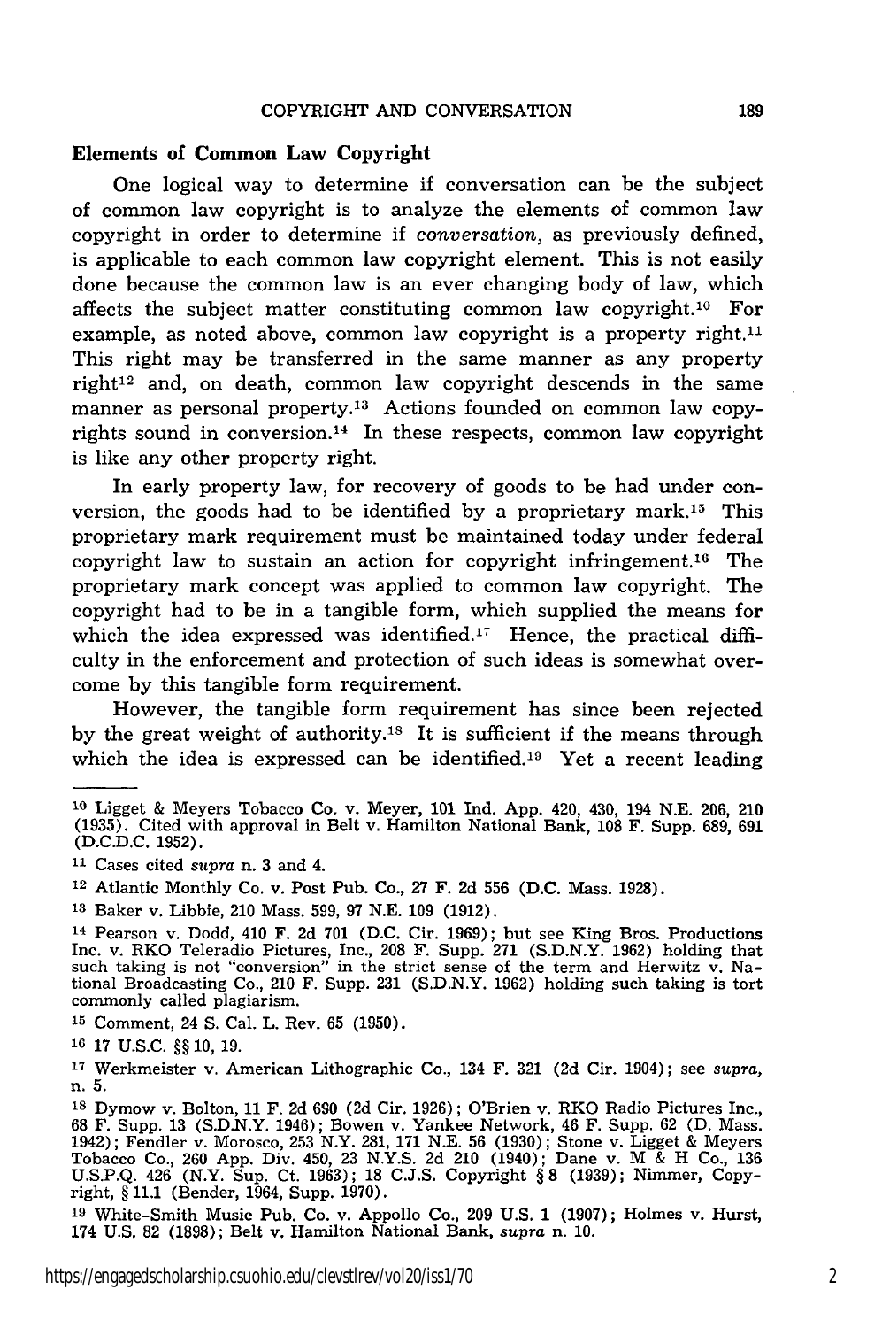## Elements of Common Law Copyright

One logical way to determine if conversation can be the subject of common law copyright is to analyze the elements of common law copyright in order to determine if *conversation*, as previously defined, is applicable to each common law copyright element. This is not easily done because the common law is an ever changing body of law, which affects the subject matter constituting common law copyright.[10] For example, as noted above, common law copyright is a property right.[11] This right may be transferred in the same manner as any property right[12] and, on death, common law copyright descends in the same manner as personal property.[13] Actions founded on common law copyrights sound in conversion.[14] In these respects, common law copyright is like any other property right.

In early property law, for recovery of goods to be had under conversion, the goods had to be identified by a proprietary mark.[15] This proprietary mark requirement must be maintained today under federal copyright law to sustain an action for copyright infringement.[16] The proprietary mark concept was applied to common law copyright. The copyright had to be in a tangible form, which supplied the means for which the idea expressed was identified.[17] Hence, the practical difficulty in the enforcement and protection of such ideas is somewhat overcome by this tangible form requirement.

However, the tangible form requirement has since been rejected by the great weight of authority.[18] It is sufficient if the means through which the idea is expressed can be identified.[19] Yet a recent leading

---

[10] Ligget & Meyers Tobacco Co. v. Meyer, 101 Ind. App. 420, 430, 194 N.E. 206, 210 (1935). Cited with approval in Belt v. Hamilton National Bank, 108 F. Supp. 689, 691 (D.C.D.C. 1952).

[11] Cases cited *supra* n. 3 and 4.

[12] Atlantic Monthly Co. v. Post Pub. Co., 27 F. 2d 556 (D.C. Mass. 1928).

[13] Baker v. Libbie, 210 Mass. 599, 97 N.E. 109 (1912).

[14] Pearson v. Dodd, 410 F. 2d 701 (D.C. Cir. 1969); but see King Bros. Productions Inc. v. RKO Teleradio Pictures, Inc., 208 F. Supp. 271 (S.D.N.Y. 1962) holding that such taking is not "conversion" in the strict sense of the term and Herwitz v. National Broadcasting Co., 210 F. Supp. 231 (S.D.N.Y. 1962) holding such taking is tort commonly called plagiarism.

[15] Comment, 24 S. Cal. L. Rev. 65 (1950).

[16] 17 U.S.C. §§ 10, 19.

[17] Werkmeister v. American Lithographic Co., 134 F. 321 (2d Cir. 1904); see *supra*, n. 5.

[18] Dymow v. Bolton, 11 F. 2d 690 (2d Cir. 1926); O'Brien v. RKO Radio Pictures Inc., 68 F. Supp. 13 (S.D.N.Y. 1946); Bowen v. Yankee Network, 46 F. Supp. 62 (D. Mass. 1942); Fendler v. Morosco, 253 N.Y. 281, 171 N.E. 56 (1930); Stone v. Ligget & Meyers Tobacco Co., 260 App. Div. 450, 23 N.Y.S. 2d 210 (1940); Dane v. M & H Co., 136 U.S.P.Q. 426 (N.Y. Sup. Ct. 1963); 18 C.J.S. Copyright § 8 (1939); Nimmer, Copyright, § 11.1 (Bender, 1964, Supp. 1970).

[19] White-Smith Music Pub. Co. v. Appollo Co., 209 U.S. 1 (1907); Holmes v. Hurst, 174 U.S. 82 (1898); Belt v. Hamilton National Bank, *supra* n. 10.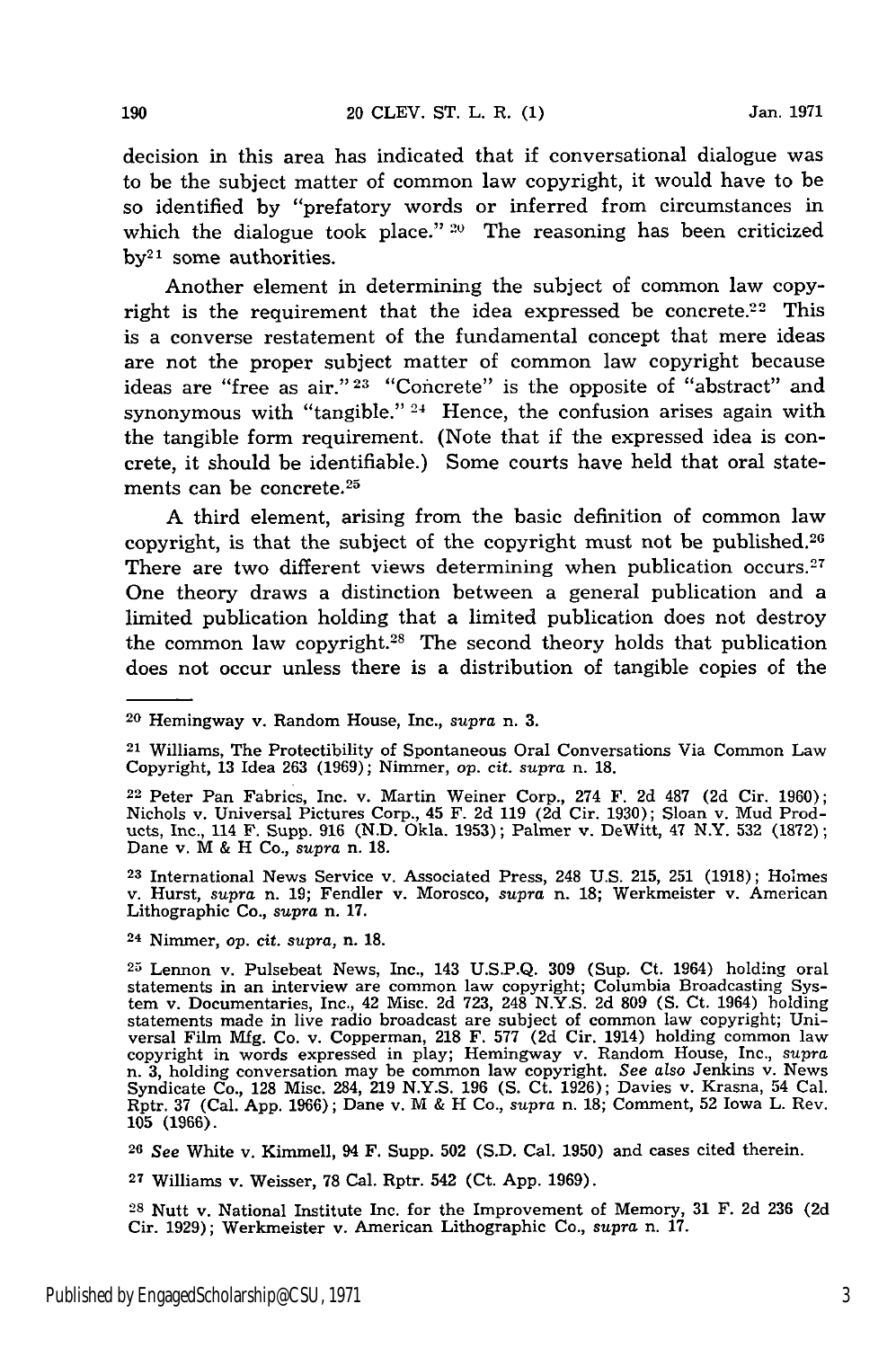decision in this area has indicated that if conversational dialogue was to be the subject matter of common law copyright, it would have to be so identified by "prefatory words or inferred from circumstances in which the dialogue took place."[20] The reasoning has been criticized by[21] some authorities.

Another element in determining the subject of common law copyright is the requirement that the idea expressed be concrete.[22] This is a converse restatement of the fundamental concept that mere ideas are not the proper subject matter of common law copyright because ideas are "free as air."[23] "Concrete" is the opposite of "abstract" and synonymous with "tangible."[24] Hence, the confusion arises again with the tangible form requirement. (Note that if the expressed idea is concrete, it should be identifiable.) Some courts have held that oral statements can be concrete.[25]

A third element, arising from the basic definition of common law copyright, is that the subject of the copyright must not be published.[26] There are two different views determining when publication occurs.[27] One theory draws a distinction between a general publication and a limited publication holding that a limited publication does not destroy the common law copyright.[28] The second theory holds that publication does not occur unless there is a distribution of tangible copies of the

---

[20] Hemingway v. Random House, Inc., *supra* n. 3.

[21] Williams, The Protectibility of Spontaneous Oral Conversations Via Common Law Copyright, 13 Idea 263 (1969); Nimmer, *op. cit. supra* n. 18.

[22] Peter Pan Fabrics, Inc. v. Martin Weiner Corp., 274 F. 2d 487 (2d Cir. 1960); Nichols v. Universal Pictures Corp., 45 F. 2d 119 (2d Cir. 1930); Sloan v. Mud Products, Inc., 114 F. Supp. 916 (N.D. Okla. 1953); Palmer v. DeWitt, 47 N.Y. 532 (1872); Dane v. M & H Co., *supra* n. 18.

[23] International News Service v. Associated Press, 248 U.S. 215, 251 (1918); Holmes v. Hurst, *supra* n. 19; Fendler v. Morosco, *supra* n. 18; Werkmeister v. American Lithographic Co., *supra* n. 17.

[24] Nimmer, *op. cit. supra*, n. 18.

[25] Lennon v. Pulsebeat News, Inc., 143 U.S.P.Q. 309 (Sup. Ct. 1964) holding oral statements in an interview are common law copyright; Columbia Broadcasting System v. Documentaries, Inc., 42 Misc. 2d 723, 248 N.Y.S. 2d 809 (S. Ct. 1964) holding statements made in live radio broadcast are subject of common law copyright; Universal Film Mfg. Co. v. Copperman, 218 F. 577 (2d Cir. 1914) holding common law copyright in words expressed in play; Hemingway v. Random House, Inc., *supra* n. 3, holding conversation may be common law copyright. *See also* Jenkins v. News Syndicate Co., 128 Misc. 284, 219 N.Y.S. 196 (S. Ct. 1926); Davies v. Krasna, 54 Cal. Rptr. 37 (Cal. App. 1966); Dane v. M & H Co., *supra* n. 18; Comment, 52 Iowa L. Rev. 105 (1966).

[26] *See* White v. Kimmell, 94 F. Supp. 502 (S.D. Cal. 1950) and cases cited therein.

[27] Williams v. Weisser, 78 Cal. Rptr. 542 (Ct. App. 1969).

[28] Nutt v. National Institute Inc. for the Improvement of Memory, 31 F. 2d 236 (2d Cir. 1929); Werkmeister v. American Lithographic Co., *supra* n. 17.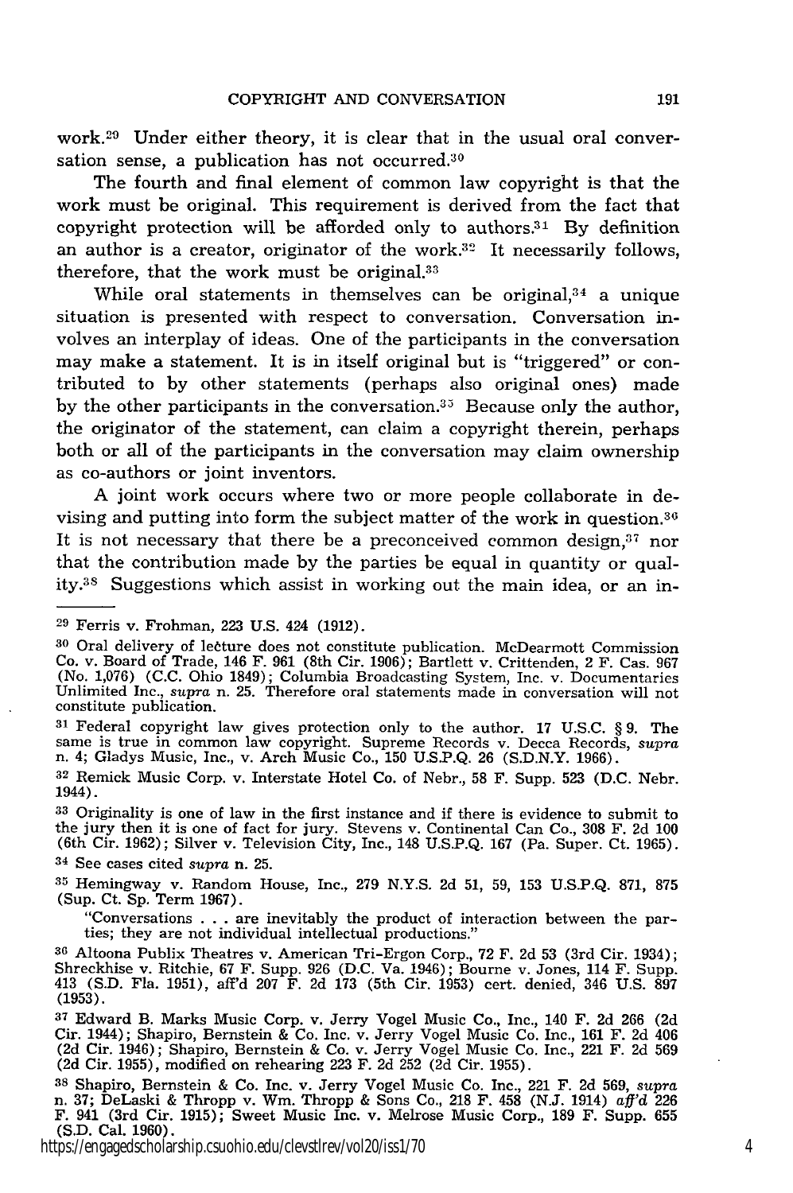work.[29] Under either theory, it is clear that in the usual oral conversation sense, a publication has not occurred.[30]

The fourth and final element of common law copyright is that the work must be original. This requirement is derived from the fact that copyright protection will be afforded only to authors.[31] By definition an author is a creator, originator of the work.[32] It necessarily follows, therefore, that the work must be original.[33]

While oral statements in themselves can be original,[34] a unique situation is presented with respect to conversation. Conversation involves an interplay of ideas. One of the participants in the conversation may make a statement. It is in itself original but is "triggered" or contributed to by other statements (perhaps also original ones) made by the other participants in the conversation.[35] Because only the author, the originator of the statement, can claim a copyright therein, perhaps both or all of the participants in the conversation may claim ownership as co-authors or joint inventors.

A joint work occurs where two or more people collaborate in devising and putting into form the subject matter of the work in question.[36] It is not necessary that there be a preconceived common design,[37] nor that the contribution made by the parties be equal in quantity or quality.[38] Suggestions which assist in working out the main idea, or an in-

---

[29] Ferris v. Frohman, 223 U.S. 424 (1912).

[30] Oral delivery of lecture does not constitute publication. McDearmott Commission Co. v. Board of Trade, 146 F. 961 (8th Cir. 1906); Bartlett v. Crittenden, 2 F. Cas. 967 (No. 1,076) (C.C. Ohio 1849); Columbia Broadcasting System, Inc. v. Documentaries Unlimited Inc., *supra* n. 25. Therefore oral statements made in conversation will not constitute publication.

[31] Federal copyright law gives protection only to the author. 17 U.S.C. § 9. The same is true in common law copyright. Supreme Records v. Decca Records, *supra* n. 4; Gladys Music, Inc., v. Arch Music Co., 150 U.S.P.Q. 26 (S.D.N.Y. 1966).

[32] Remick Music Corp. v. Interstate Hotel Co. of Nebr., 58 F. Supp. 523 (D.C. Nebr. 1944).

[33] Originality is one of law in the first instance and if there is evidence to submit to the jury then it is one of fact for jury. Stevens v. Continental Can Co., 308 F. 2d 100 (6th Cir. 1962); Silver v. Television City, Inc., 148 U.S.P.Q. 167 (Pa. Super. Ct. 1965).

[34] See cases cited *supra* n. 25.

[35] Hemingway v. Random House, Inc., 279 N.Y.S. 2d 51, 59, 153 U.S.P.Q. 871, 875 (Sup. Ct. Sp. Term 1967).

"Conversations . . . are inevitably the product of interaction between the parties; they are not individual intellectual productions."

[36] Altoona Publix Theatres v. American Tri-Ergon Corp., 72 F. 2d 53 (3rd Cir. 1934); Shreckhise v. Ritchie, 67 F. Supp. 926 (D.C. Va. 1946); Bourne v. Jones, 114 F. Supp. 413 (S.D. Fla. 1951), aff'd 207 F. 2d 173 (5th Cir. 1953) cert. denied, 346 U.S. 897 (1953).

[37] Edward B. Marks Music Corp. v. Jerry Vogel Music Co., Inc., 140 F. 2d 266 (2d Cir. 1944); Shapiro, Bernstein & Co. Inc. v. Jerry Vogel Music Co. Inc., 161 F. 2d 406 (2d Cir. 1946); Shapiro, Bernstein & Co. v. Jerry Vogel Music Co. Inc., 221 F. 2d 569 (2d Cir. 1955), modified on rehearing 223 F. 2d 252 (2d Cir. 1955).

[38] Shapiro, Bernstein & Co. Inc. v. Jerry Vogel Music Co. Inc., 221 F. 2d 569, *supra* n. 37; DeLaski & Thropp v. Wm. Thropp & Sons Co., 218 F. 458 (N.J. 1914) *aff'd* 226 F. 941 (3rd Cir. 1915); Sweet Music Inc. v. Melrose Music Corp., 189 F. Supp. 655 (S.D. Cal. 1960).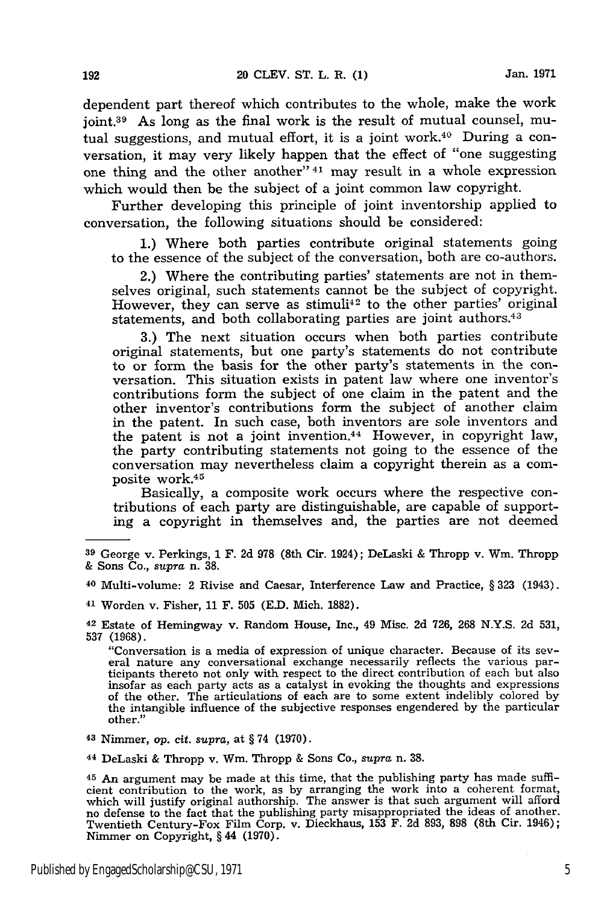dependent part thereof which contributes to the whole, make the work joint.[39] As long as the final work is the result of mutual counsel, mutual suggestions, and mutual effort, it is a joint work.[40] During a conversation, it may very likely happen that the effect of "one suggesting one thing and the other another"[41] may result in a whole expression which would then be the subject of a joint common law copyright.

Further developing this principle of joint inventorship applied to conversation, the following situations should be considered:

1.) Where both parties contribute original statements going to the essence of the subject of the conversation, both are co-authors.

2.) Where the contributing parties' statements are not in themselves original, such statements cannot be the subject of copyright. However, they can serve as stimuli[42] to the other parties' original statements, and both collaborating parties are joint authors.[43]

3.) The next situation occurs when both parties contribute original statements, but one party's statements do not contribute to or form the basis for the other party's statements in the conversation. This situation exists in patent law where one inventor's contributions form the subject of one claim in the patent and the other inventor's contributions form the subject of another claim in the patent. In such case, both inventors are sole inventors and the patent is not a joint invention.[44] However, in copyright law, the party contributing statements not going to the essence of the conversation may nevertheless claim a copyright therein as a composite work.[45]

Basically, a composite work occurs where the respective contributions of each party are distinguishable, are capable of supporting a copyright in themselves and, the parties are not deemed

---

[39] George v. Perkings, 1 F. 2d 978 (8th Cir. 1924); DeLaski & Thropp v. Wm. Thropp & Sons Co., *supra* n. 38.

[40] Multi-volume: 2 Rivise and Caesar, Interference Law and Practice, § 323 (1943).

[41] Worden v. Fisher, 11 F. 505 (E.D. Mich. 1882).

[42] Estate of Hemingway v. Random House, Inc., 49 Misc. 2d 726, 268 N.Y.S. 2d 531, 537 (1968).

"Conversation is a media of expression of unique character. Because of its several nature any conversational exchange necessarily reflects the various participants thereto not only with respect to the direct contribution of each but also insofar as each party acts as a catalyst in evoking the thoughts and expressions of the other. The articulations of each are to some extent indelibly colored by the intangible influence of the subjective responses engendered by the particular other."

[43] Nimmer, *op. cit. supra*, at § 74 (1970).

[44] DeLaski & Thropp v. Wm. Thropp & Sons Co., *supra* n. 38.

[45] An argument may be made at this time, that the publishing party has made sufficient contribution to the work, as by arranging the work into a coherent format, which will justify original authorship. The answer is that such argument will afford no defense to the fact that the publishing party misappropriated the ideas of another. Twentieth Century-Fox Film Corp. v. Dieckhaus, 153 F. 2d 893, 898 (8th Cir. 1946); Nimmer on Copyright, § 44 (1970).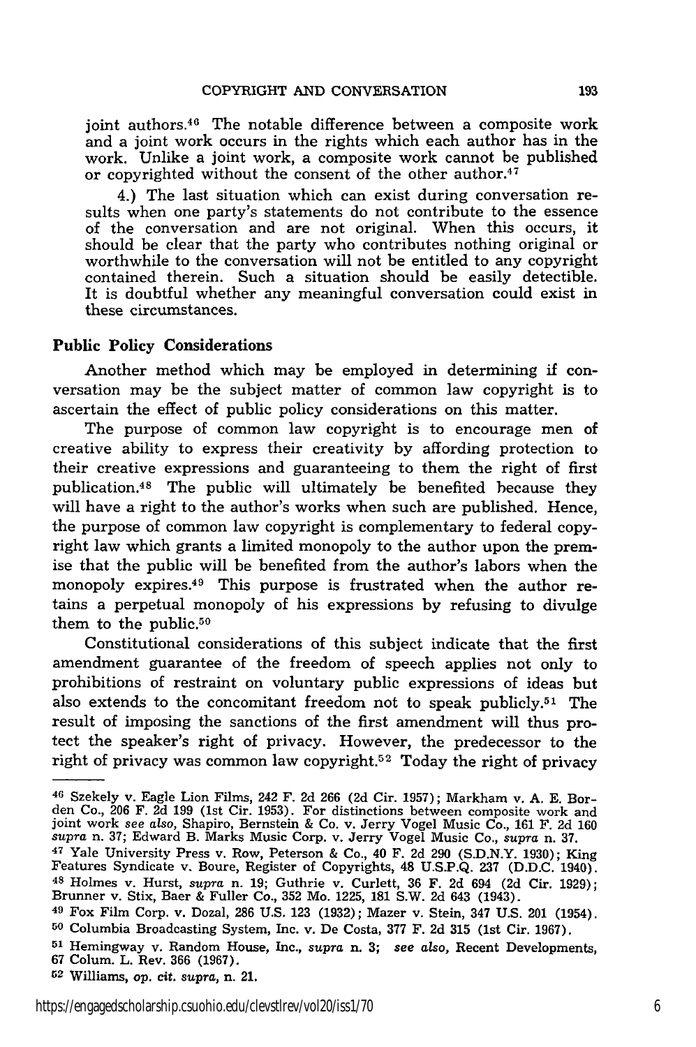joint authors.[46] The notable difference between a composite work and a joint work occurs in the rights which each author has in the work. Unlike a joint work, a composite work cannot be published or copyrighted without the consent of the other author.[47]

4.) The last situation which can exist during conversation results when one party's statements do not contribute to the essence of the conversation and are not original. When this occurs, it should be clear that the party who contributes nothing original or worthwhile to the conversation will not be entitled to any copyright contained therein. Such a situation should be easily detectible. It is doubtful whether any meaningful conversation could exist in these circumstances.

### Public Policy Considerations

Another method which may be employed in determining if conversation may be the subject matter of common law copyright is to ascertain the effect of public policy considerations on this matter.

The purpose of common law copyright is to encourage men of creative ability to express their creativity by affording protection to their creative expressions and guaranteeing to them the right of first publication.[48] The public will ultimately be benefited because they will have a right to the author's works when such are published. Hence, the purpose of common law copyright is complementary to federal copyright law which grants a limited monopoly to the author upon the premise that the public will be benefited from the author's labors when the monopoly expires.[49] This purpose is frustrated when the author retains a perpetual monopoly of his expressions by refusing to divulge them to the public.[50]

Constitutional considerations of this subject indicate that the first amendment guarantee of the freedom of speech applies not only to prohibitions of restraint on voluntary public expressions of ideas but also extends to the concomitant freedom not to speak publicly.[51] The result of imposing the sanctions of the first amendment will thus protect the speaker's right of privacy. However, the predecessor to the right of privacy was common law copyright.[52] Today the right of privacy

---

[46] Szekely v. Eagle Lion Films, 242 F. 2d 266 (2d Cir. 1957); Markham v. A. E. Borden Co., 206 F. 2d 199 (1st Cir. 1953). For distinctions between composite work and joint work *see also*, Shapiro, Bernstein & Co. v. Jerry Vogel Music Co., 161 F. 2d 160 *supra* n. 37; Edward B. Marks Music Corp. v. Jerry Vogel Music Co., *supra* n. 37.

[47] Yale University Press v. Row, Peterson & Co., 40 F. 2d 290 (S.D.N.Y. 1930); King Features Syndicate v. Boure, Register of Copyrights, 48 U.S.P.Q. 237 (D.D.C. 1940).

[48] Holmes v. Hurst, *supra* n. 19; Guthrie v. Curlett, 36 F. 2d 694 (2d Cir. 1929); Brunner v. Stix, Baer & Fuller Co., 352 Mo. 1225, 181 S.W. 2d 643 (1943).

[49] Fox Film Corp. v. Dozal, 286 U.S. 123 (1932); Mazer v. Stein, 347 U.S. 201 (1954).

[50] Columbia Broadcasting System, Inc. v. De Costa, 377 F. 2d 315 (1st Cir. 1967).

[51] Hemingway v. Random House, Inc., *supra* n. 3; *see also*, Recent Developments, 67 Colum. L. Rev. 366 (1967).

[52] Williams, *op. cit. supra*, n. 21.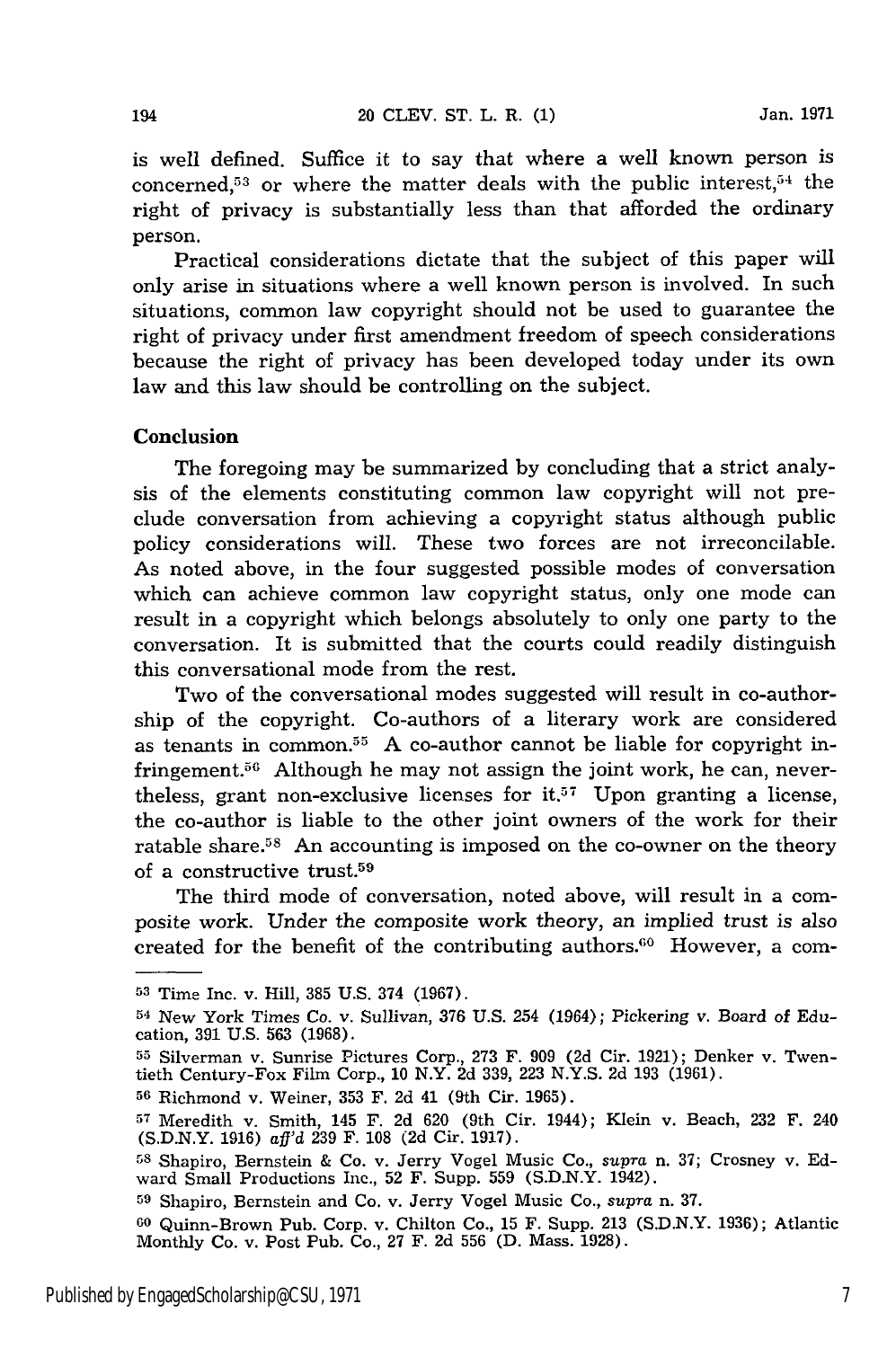is well defined. Suffice it to say that where a well known person is concerned,[53] or where the matter deals with the public interest,[54] the right of privacy is substantially less than that afforded the ordinary person.

Practical considerations dictate that the subject of this paper will only arise in situations where a well known person is involved. In such situations, common law copyright should not be used to guarantee the right of privacy under first amendment freedom of speech considerations because the right of privacy has been developed today under its own law and this law should be controlling on the subject.

## Conclusion

The foregoing may be summarized by concluding that a strict analysis of the elements constituting common law copyright will not preclude conversation from achieving a copyright status although public policy considerations will. These two forces are not irreconcilable. As noted above, in the four suggested possible modes of conversation which can achieve common law copyright status, only one mode can result in a copyright which belongs absolutely to only one party to the conversation. It is submitted that the courts could readily distinguish this conversational mode from the rest.

Two of the conversational modes suggested will result in co-authorship of the copyright. Co-authors of a literary work are considered as tenants in common.[55] A co-author cannot be liable for copyright infringement.[56] Although he may not assign the joint work, he can, nevertheless, grant non-exclusive licenses for it.[57] Upon granting a license, the co-author is liable to the other joint owners of the work for their ratable share.[58] An accounting is imposed on the co-owner on the theory of a constructive trust.[59]

The third mode of conversation, noted above, will result in a composite work. Under the composite work theory, an implied trust is also created for the benefit of the contributing authors.[60] However, a com-

---

[53] Time Inc. v. Hill, 385 U.S. 374 (1967).

[54] New York Times Co. v. Sullivan, 376 U.S. 254 (1964); Pickering v. Board of Education, 391 U.S. 563 (1968).

[55] Silverman v. Sunrise Pictures Corp., 273 F. 909 (2d Cir. 1921); Denker v. Twentieth Century-Fox Film Corp., 10 N.Y. 2d 339, 223 N.Y.S. 2d 193 (1961).

[56] Richmond v. Weiner, 353 F. 2d 41 (9th Cir. 1965).

[57] Meredith v. Smith, 145 F. 2d 620 (9th Cir. 1944); Klein v. Beach, 232 F. 240 (S.D.N.Y. 1916) *aff'd* 239 F. 108 (2d Cir. 1917).

[58] Shapiro, Bernstein & Co. v. Jerry Vogel Music Co., *supra* n. 37; Crosney v. Edward Small Productions Inc., 52 F. Supp. 559 (S.D.N.Y. 1942).

[59] Shapiro, Bernstein and Co. v. Jerry Vogel Music Co., *supra* n. 37.

[60] Quinn-Brown Pub. Corp. v. Chilton Co., 15 F. Supp. 213 (S.D.N.Y. 1936); Atlantic Monthly Co. v. Post Pub. Co., 27 F. 2d 556 (D. Mass. 1928).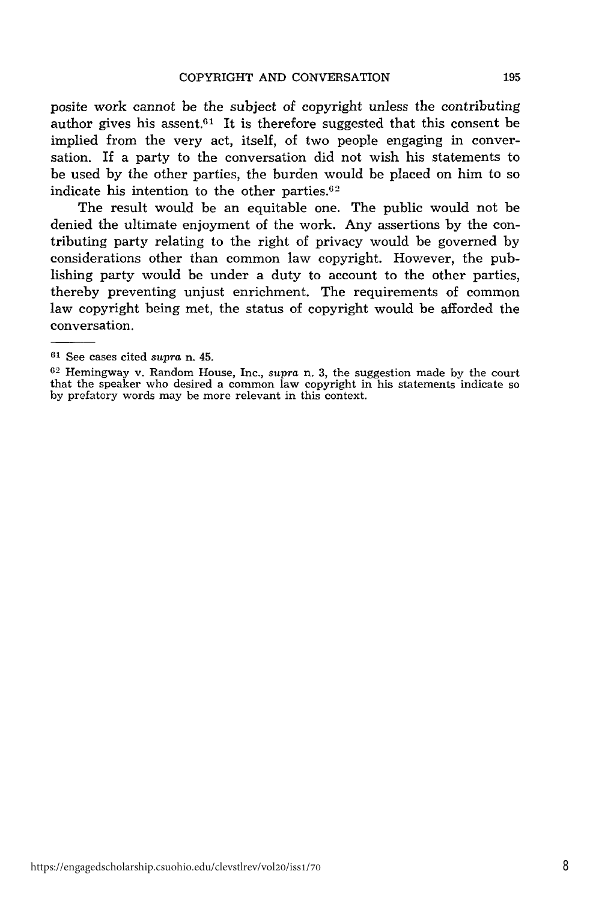posite work cannot be the subject of copyright unless the contributing author gives his assent.[61] It is therefore suggested that this consent be implied from the very act, itself, of two people engaging in conversation. If a party to the conversation did not wish his statements to be used by the other parties, the burden would be placed on him to so indicate his intention to the other parties.[62]

The result would be an equitable one. The public would not be denied the ultimate enjoyment of the work. Any assertions by the contributing party relating to the right of privacy would be governed by considerations other than common law copyright. However, the publishing party would be under a duty to account to the other parties, thereby preventing unjust enrichment. The requirements of common law copyright being met, the status of copyright would be afforded the conversation.

---

[61] See cases cited *supra* n. 45.

[62] Hemingway v. Random House, Inc., *supra* n. 3, the suggestion made by the court that the speaker who desired a common law copyright in his statements indicate so by prefatory words may be more relevant in this context.